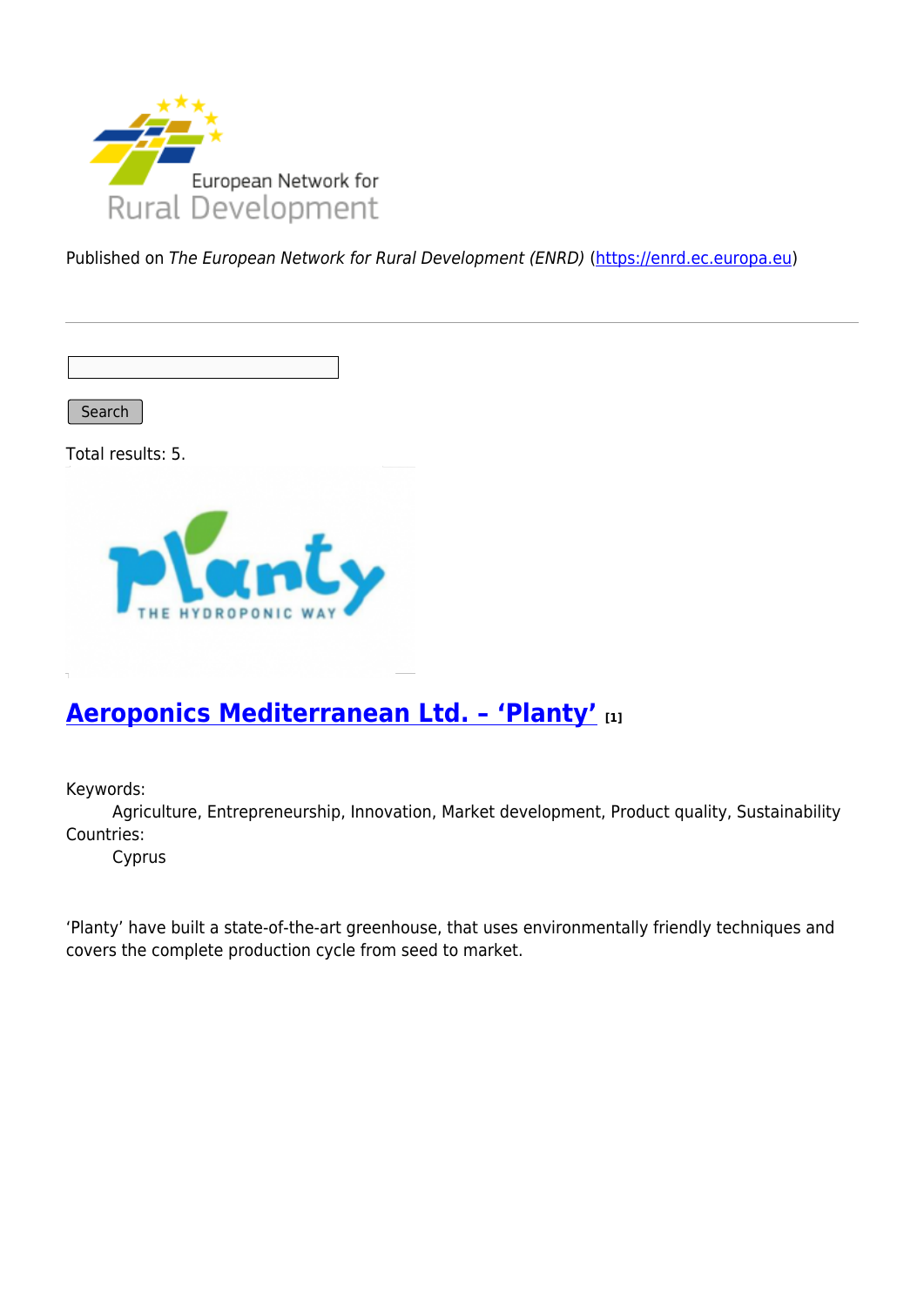Published on *The European Network for Rural Development (ENRD)* (https://enrd.ec.europa.eu)

Search

Total results: 5.

## Aeroponics Mediterranean Ltd. – ‘Planty’ [1]

Keywords:
Agriculture, Entrepreneurship, Innovation, Market development, Product quality, Sustainability

Countries:
Cyprus

‘Planty’ have built a state-of-the-art greenhouse, that uses environmentally friendly techniques and covers the complete production cycle from seed to market.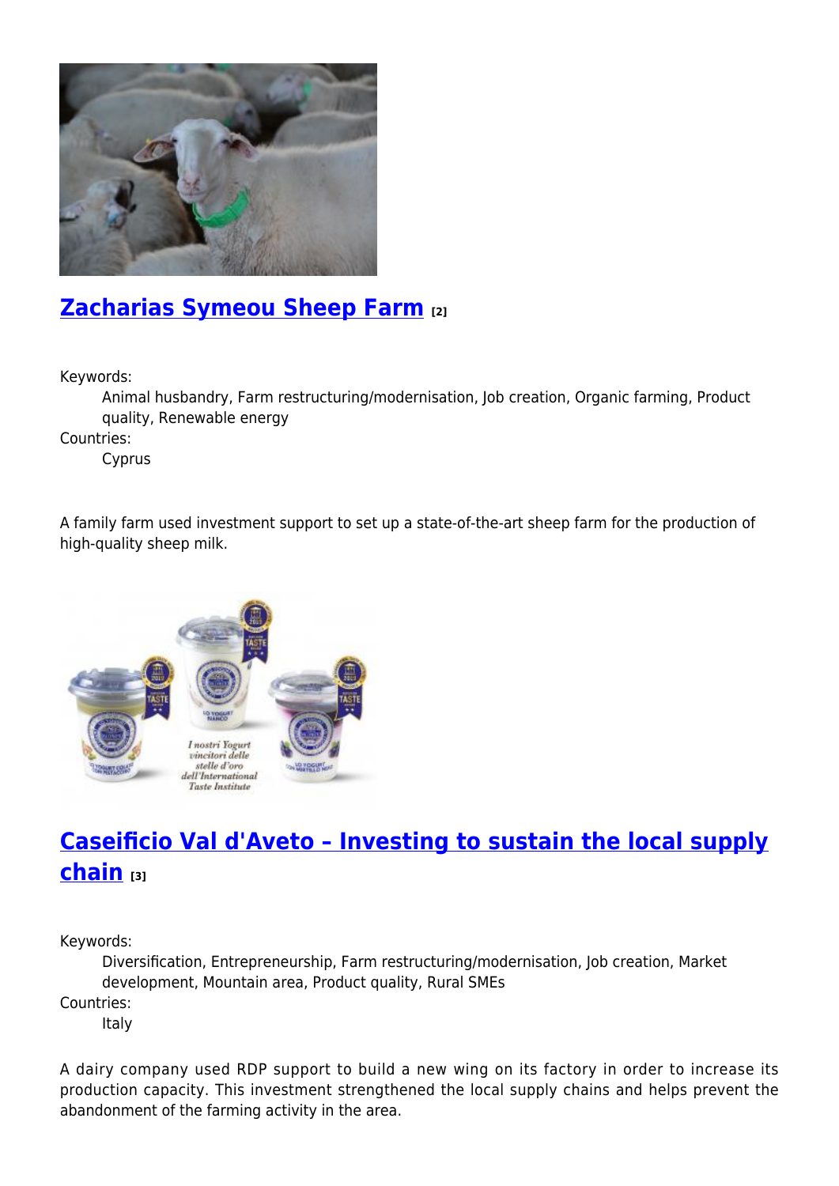## Zacharias Symeou Sheep Farm [2]

Keywords:

Animal husbandry, Farm restructuring/modernisation, Job creation, Organic farming, Product quality, Renewable energy

Countries:

Cyprus

A family farm used investment support to set up a state-of-the-art sheep farm for the production of high-quality sheep milk.

## Caseificio Val d'Aveto – Investing to sustain the local supply chain [3]

Keywords:

Diversification, Entrepreneurship, Farm restructuring/modernisation, Job creation, Market development, Mountain area, Product quality, Rural SMEs

Countries:

Italy

A dairy company used RDP support to build a new wing on its factory in order to increase its production capacity. This investment strengthened the local supply chains and helps prevent the abandonment of the farming activity in the area.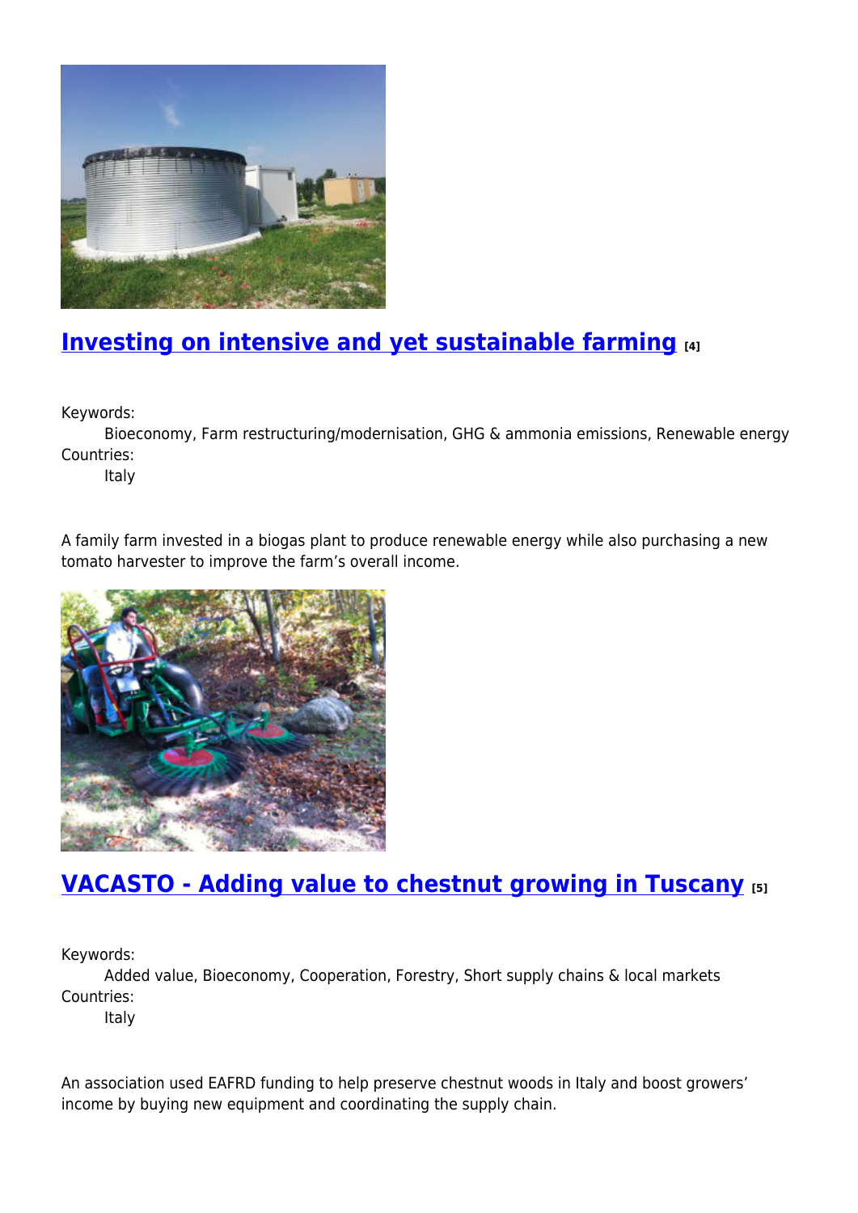## Investing on intensive and yet sustainable farming [4]

Keywords:
Bioeconomy, Farm restructuring/modernisation, GHG & ammonia emissions, Renewable energy

Countries:
Italy

A family farm invested in a biogas plant to produce renewable energy while also purchasing a new tomato harvester to improve the farm’s overall income.

## VACASTO - Adding value to chestnut growing in Tuscany [5]

Keywords:
Added value, Bioeconomy, Cooperation, Forestry, Short supply chains & local markets

Countries:
Italy

An association used EAFRD funding to help preserve chestnut woods in Italy and boost growers’ income by buying new equipment and coordinating the supply chain.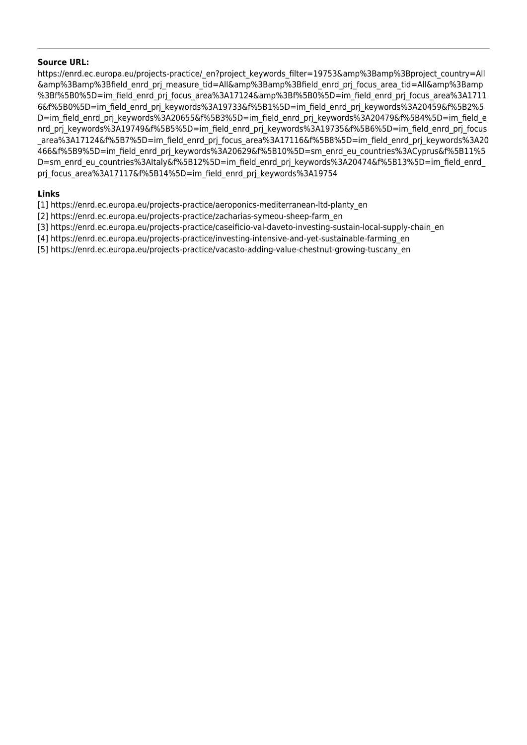**Source URL:**
https://enrd.ec.europa.eu/projects-practice/_en?project_keywords_filter=19753&amp%3Bamp%3Bproject_country=All&amp%3Bamp%3Bfield_enrd_prj_measure_tid=All&amp%3Bamp%3Bfield_enrd_prj_focus_area_tid=All&amp%3Bamp%3Bf%5B0%5D=im_field_enrd_prj_focus_area%3A17124&amp%3Bf%5B0%5D=im_field_enrd_prj_focus_area%3A17116&f%5B0%5D=im_field_enrd_prj_keywords%3A19733&f%5B1%5D=im_field_enrd_prj_keywords%3A20459&f%5B2%5D=im_field_enrd_prj_keywords%3A20655&f%5B3%5D=im_field_enrd_prj_keywords%3A20479&f%5B4%5D=im_field_enrd_prj_keywords%3A19749&f%5B5%5D=im_field_enrd_prj_keywords%3A19735&f%5B6%5D=im_field_enrd_prj_focus_area%3A17124&f%5B7%5D=im_field_enrd_prj_focus_area%3A17116&f%5B8%5D=im_field_enrd_prj_keywords%3A20466&f%5B9%5D=im_field_enrd_prj_keywords%3A20629&f%5B10%5D=sm_enrd_eu_countries%3ACyprus&f%5B11%5D=sm_enrd_eu_countries%3AItaly&f%5B12%5D=im_field_enrd_prj_keywords%3A20474&f%5B13%5D=im_field_enrd_prj_focus_area%3A17117&f%5B14%5D=im_field_enrd_prj_keywords%3A19754

**Links**

[1] https://enrd.ec.europa.eu/projects-practice/aeroponics-mediterranean-ltd-planty_en
[2] https://enrd.ec.europa.eu/projects-practice/zacharias-symeou-sheep-farm_en
[3] https://enrd.ec.europa.eu/projects-practice/caseificio-val-daveto-investing-sustain-local-supply-chain_en
[4] https://enrd.ec.europa.eu/projects-practice/investing-intensive-and-yet-sustainable-farming_en
[5] https://enrd.ec.europa.eu/projects-practice/vacasto-adding-value-chestnut-growing-tuscany_en